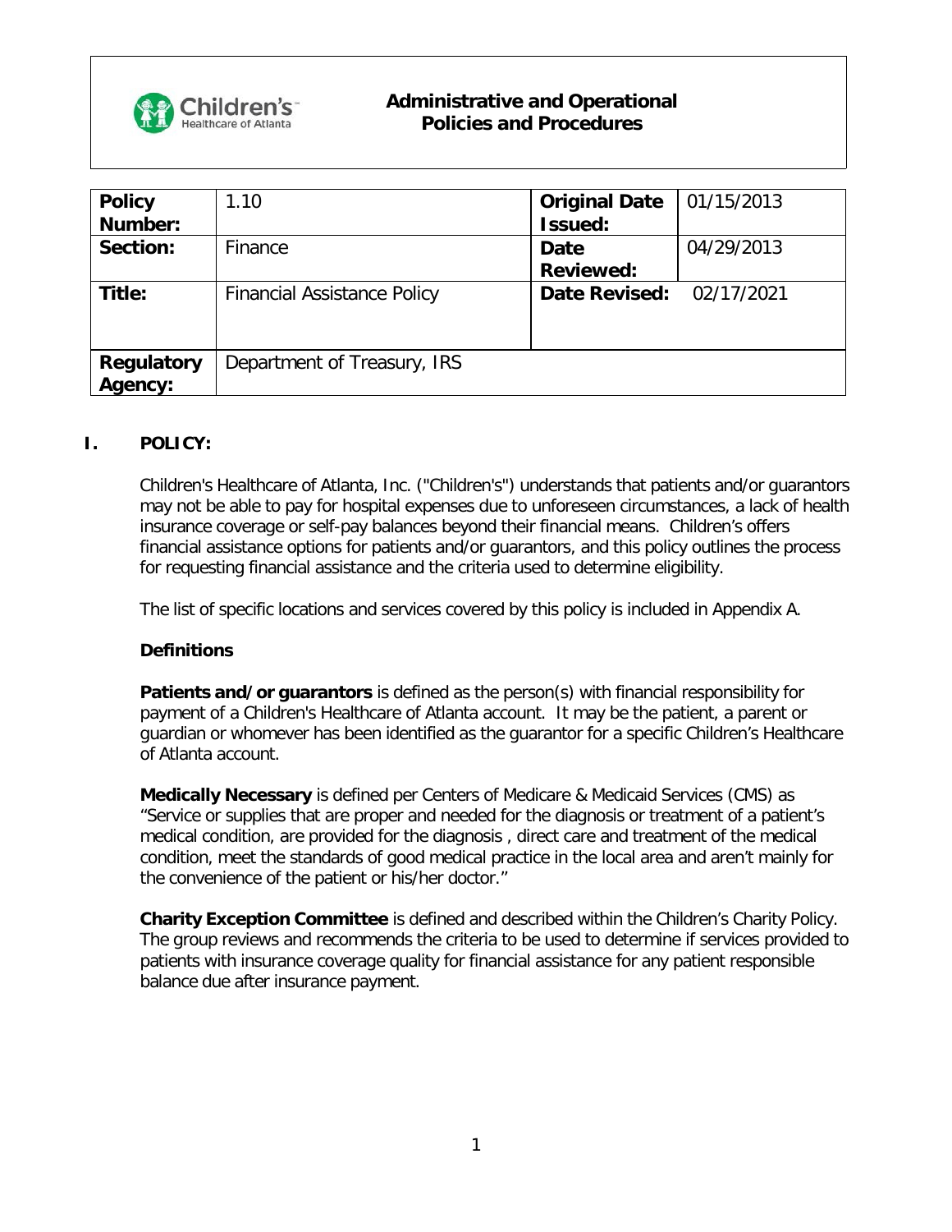# Administrative and Operational Policies and Procedures

| **Policy Number:** | 1.10 | **Original Date Issued:** | 01/15/2013 |
|---|---|---|---|
| **Section:** | Finance | **Date Reviewed:** | 04/29/2013 |
| **Title:** | Financial Assistance Policy | **Date Revised:** | 02/17/2021 |
| **Regulatory Agency:** | Department of Treasury, IRS | | |

## I. POLICY:

Children's Healthcare of Atlanta, Inc. ("Children's") understands that patients and/or guarantors may not be able to pay for hospital expenses due to unforeseen circumstances, a lack of health insurance coverage or self-pay balances beyond their financial means. Children's offers financial assistance options for patients and/or guarantors, and this policy outlines the process for requesting financial assistance and the criteria used to determine eligibility.

The list of specific locations and services covered by this policy is included in Appendix A.

### Definitions

**Patients and/or guarantors** is defined as the person(s) with financial responsibility for payment of a Children's Healthcare of Atlanta account. It may be the patient, a parent or guardian or whomever has been identified as the guarantor for a specific Children's Healthcare of Atlanta account.

**Medically Necessary** is defined per Centers of Medicare & Medicaid Services (CMS) as "Service or supplies that are proper and needed for the diagnosis or treatment of a patient's medical condition, are provided for the diagnosis , direct care and treatment of the medical condition, meet the standards of good medical practice in the local area and aren't mainly for the convenience of the patient or his/her doctor."

**Charity Exception Committee** is defined and described within the Children's Charity Policy. The group reviews and recommends the criteria to be used to determine if services provided to patients with insurance coverage quality for financial assistance for any patient responsible balance due after insurance payment.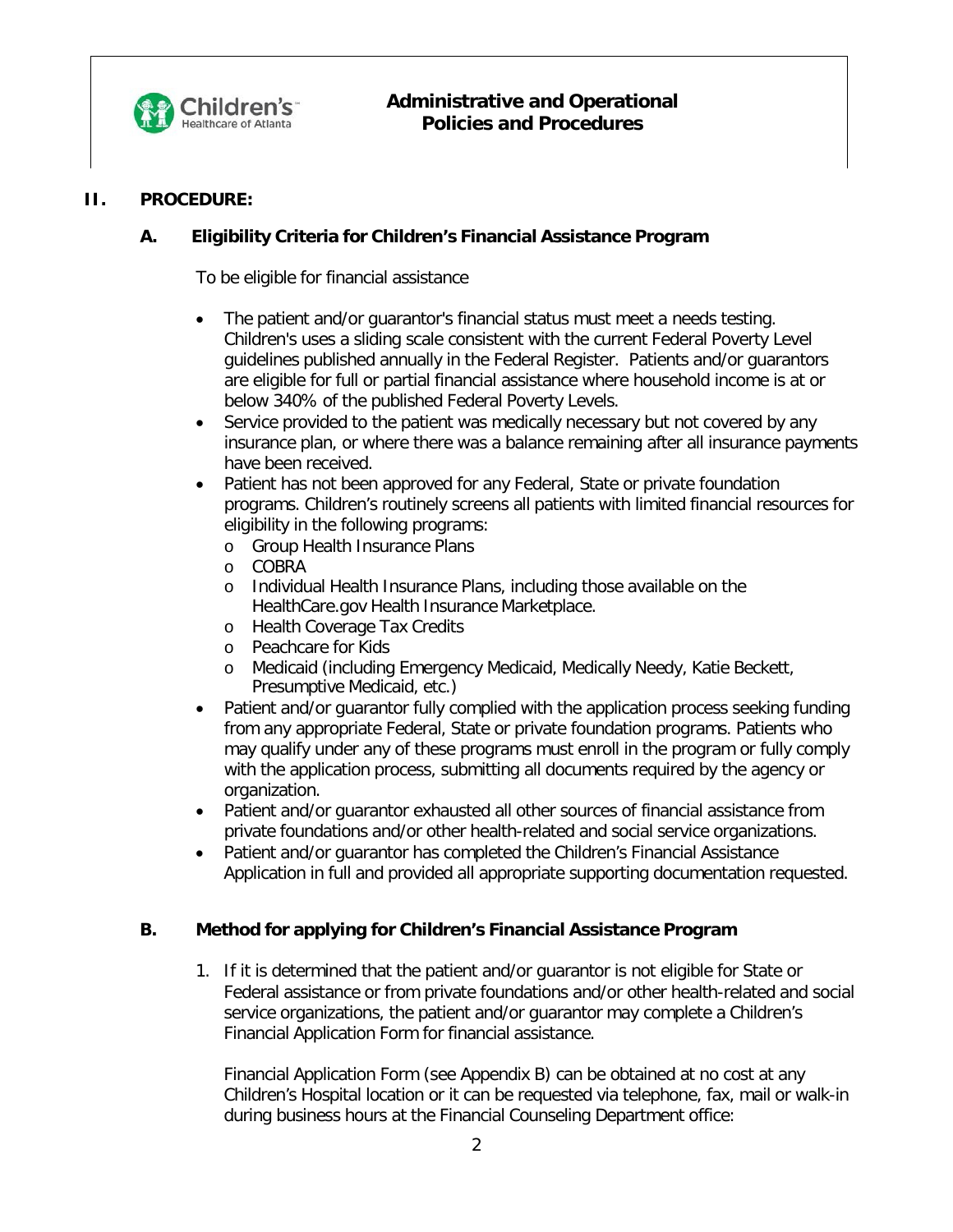## II. PROCEDURE:

### A. Eligibility Criteria for Children's Financial Assistance Program

To be eligible for financial assistance

- The patient and/or guarantor's financial status must meet a needs testing. Children's uses a sliding scale consistent with the current Federal Poverty Level guidelines published annually in the Federal Register. Patients and/or guarantors are eligible for full or partial financial assistance where household income is at or below 340% of the published Federal Poverty Levels.
- Service provided to the patient was medically necessary but not covered by any insurance plan, or where there was a balance remaining after all insurance payments have been received.
- Patient has not been approved for any Federal, State or private foundation programs. Children's routinely screens all patients with limited financial resources for eligibility in the following programs:
  - Group Health Insurance Plans
  - COBRA
  - Individual Health Insurance Plans, including those available on the HealthCare.gov Health Insurance Marketplace.
  - Health Coverage Tax Credits
  - Peachcare for Kids
  - Medicaid (including Emergency Medicaid, Medically Needy, Katie Beckett, Presumptive Medicaid, etc.)
- Patient and/or guarantor fully complied with the application process seeking funding from any appropriate Federal, State or private foundation programs. Patients who may qualify under any of these programs must enroll in the program or fully comply with the application process, submitting all documents required by the agency or organization.
- Patient and/or guarantor exhausted all other sources of financial assistance from private foundations and/or other health-related and social service organizations.
- Patient and/or guarantor has completed the Children's Financial Assistance Application in full and provided all appropriate supporting documentation requested.

### B. Method for applying for Children's Financial Assistance Program

1. If it is determined that the patient and/or guarantor is not eligible for State or Federal assistance or from private foundations and/or other health-related and social service organizations, the patient and/or guarantor may complete a Children's Financial Application Form for financial assistance.

   Financial Application Form (see Appendix B) can be obtained at no cost at any Children's Hospital location or it can be requested via telephone, fax, mail or walk-in during business hours at the Financial Counseling Department office: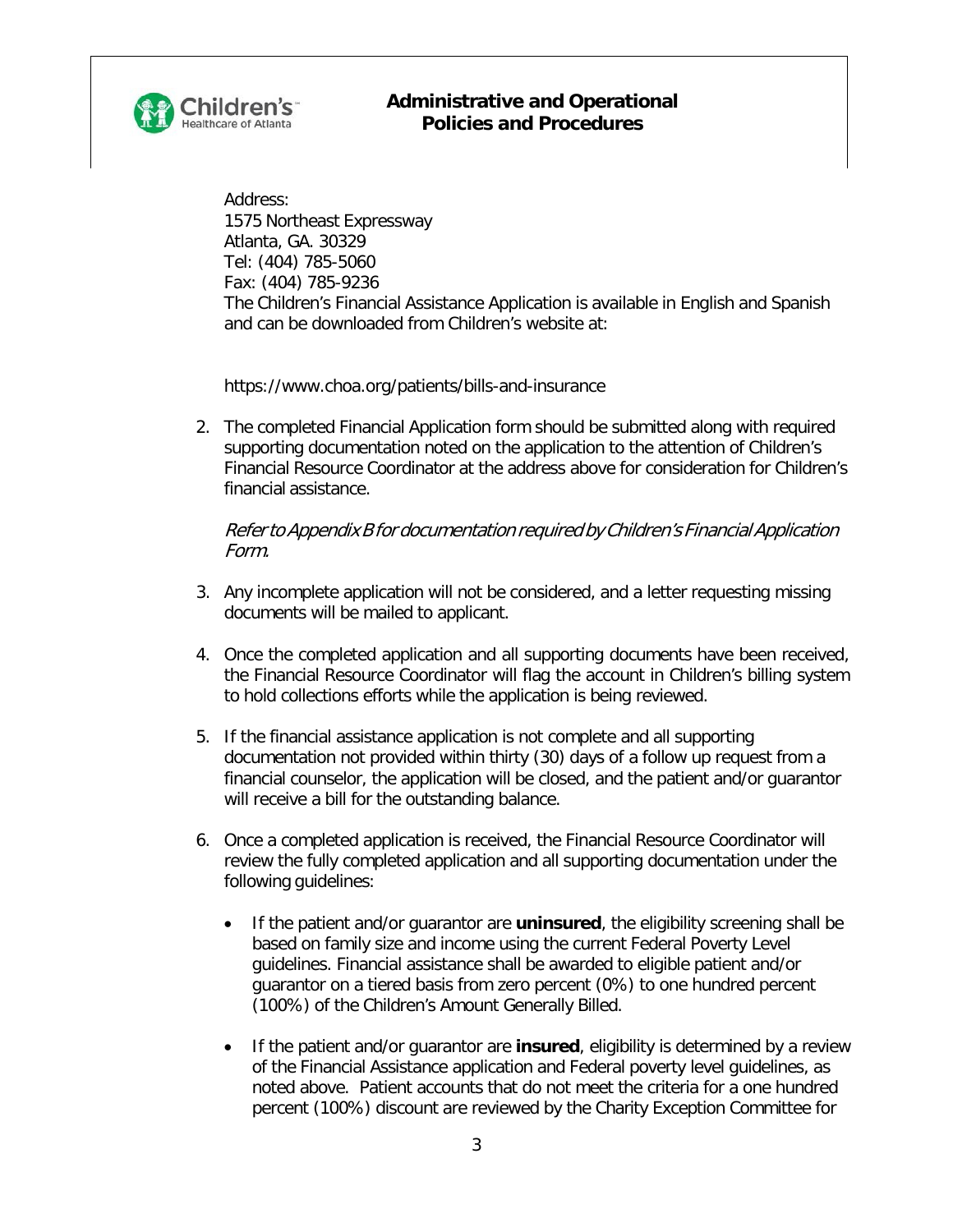Address:
1575 Northeast Expressway
Atlanta, GA. 30329
Tel: (404) 785-5060
Fax: (404) 785-9236
The Children's Financial Assistance Application is available in English and Spanish and can be downloaded from Children's website at:

https://www.choa.org/patients/bills-and-insurance

2. The completed Financial Application form should be submitted along with required supporting documentation noted on the application to the attention of Children's Financial Resource Coordinator at the address above for consideration for Children's financial assistance.

   *Refer to Appendix B for documentation required by Children's Financial Application Form.*

3. Any incomplete application will not be considered, and a letter requesting missing documents will be mailed to applicant.

4. Once the completed application and all supporting documents have been received, the Financial Resource Coordinator will flag the account in Children's billing system to hold collections efforts while the application is being reviewed.

5. If the financial assistance application is not complete and all supporting documentation not provided within thirty (30) days of a follow up request from a financial counselor, the application will be closed, and the patient and/or guarantor will receive a bill for the outstanding balance.

6. Once a completed application is received, the Financial Resource Coordinator will review the fully completed application and all supporting documentation under the following guidelines:

   - If the patient and/or guarantor are **uninsured**, the eligibility screening shall be based on family size and income using the current Federal Poverty Level guidelines. Financial assistance shall be awarded to eligible patient and/or guarantor on a tiered basis from zero percent (0%) to one hundred percent (100%) of the Children's Amount Generally Billed.

   - If the patient and/or guarantor are **insured**, eligibility is determined by a review of the Financial Assistance application and Federal poverty level guidelines, as noted above. Patient accounts that do not meet the criteria for a one hundred percent (100%) discount are reviewed by the Charity Exception Committee for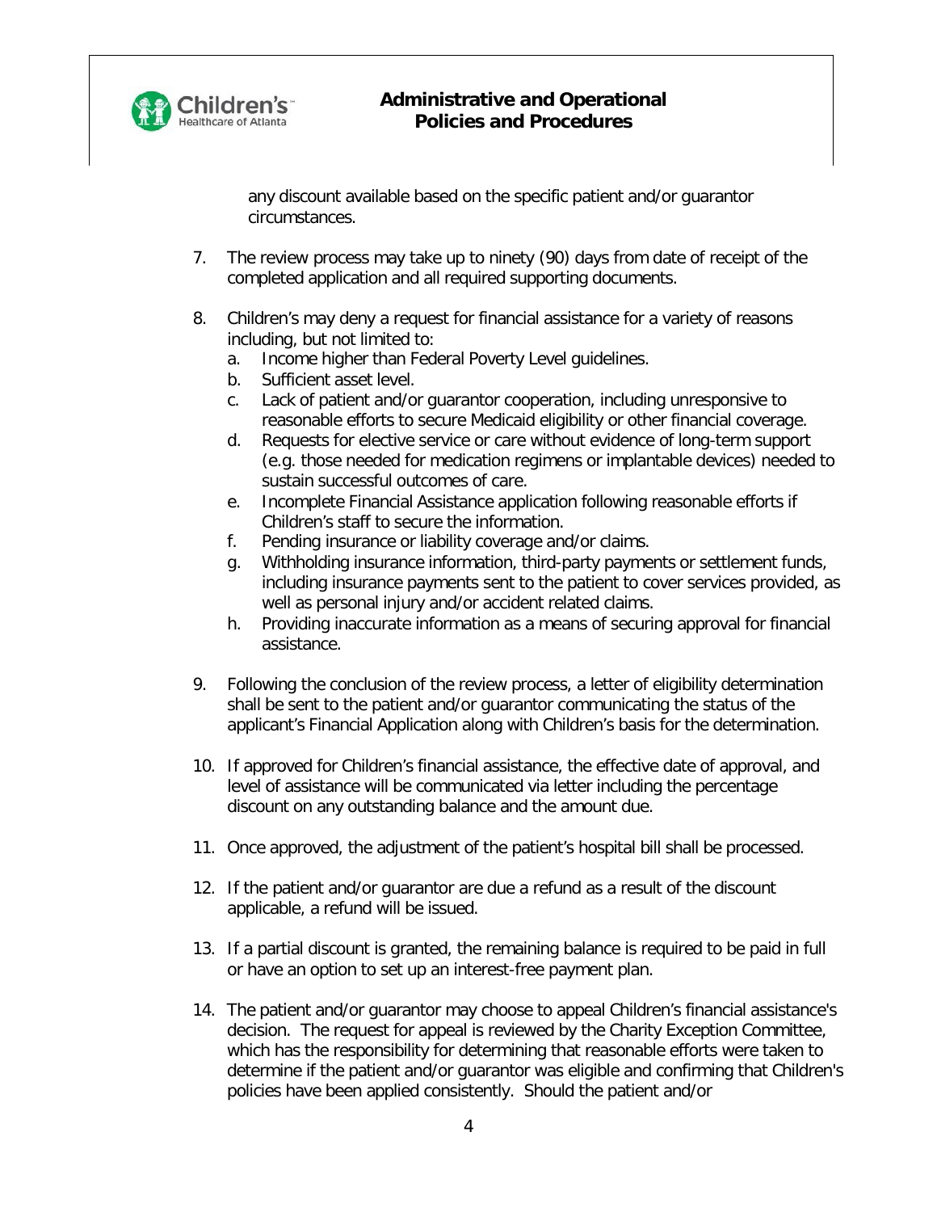any discount available based on the specific patient and/or guarantor circumstances.

7. The review process may take up to ninety (90) days from date of receipt of the completed application and all required supporting documents.

8. Children's may deny a request for financial assistance for a variety of reasons including, but not limited to:
   a. Income higher than Federal Poverty Level guidelines.
   b. Sufficient asset level.
   c. Lack of patient and/or guarantor cooperation, including unresponsive to reasonable efforts to secure Medicaid eligibility or other financial coverage.
   d. Requests for elective service or care without evidence of long-term support (e.g. those needed for medication regimens or implantable devices) needed to sustain successful outcomes of care.
   e. Incomplete Financial Assistance application following reasonable efforts if Children's staff to secure the information.
   f. Pending insurance or liability coverage and/or claims.
   g. Withholding insurance information, third-party payments or settlement funds, including insurance payments sent to the patient to cover services provided, as well as personal injury and/or accident related claims.
   h. Providing inaccurate information as a means of securing approval for financial assistance.

9. Following the conclusion of the review process, a letter of eligibility determination shall be sent to the patient and/or guarantor communicating the status of the applicant's Financial Application along with Children's basis for the determination.

10. If approved for Children's financial assistance, the effective date of approval, and level of assistance will be communicated via letter including the percentage discount on any outstanding balance and the amount due.

11. Once approved, the adjustment of the patient's hospital bill shall be processed.

12. If the patient and/or guarantor are due a refund as a result of the discount applicable, a refund will be issued.

13. If a partial discount is granted, the remaining balance is required to be paid in full or have an option to set up an interest-free payment plan.

14. The patient and/or guarantor may choose to appeal Children's financial assistance's decision. The request for appeal is reviewed by the Charity Exception Committee, which has the responsibility for determining that reasonable efforts were taken to determine if the patient and/or guarantor was eligible and confirming that Children's policies have been applied consistently. Should the patient and/or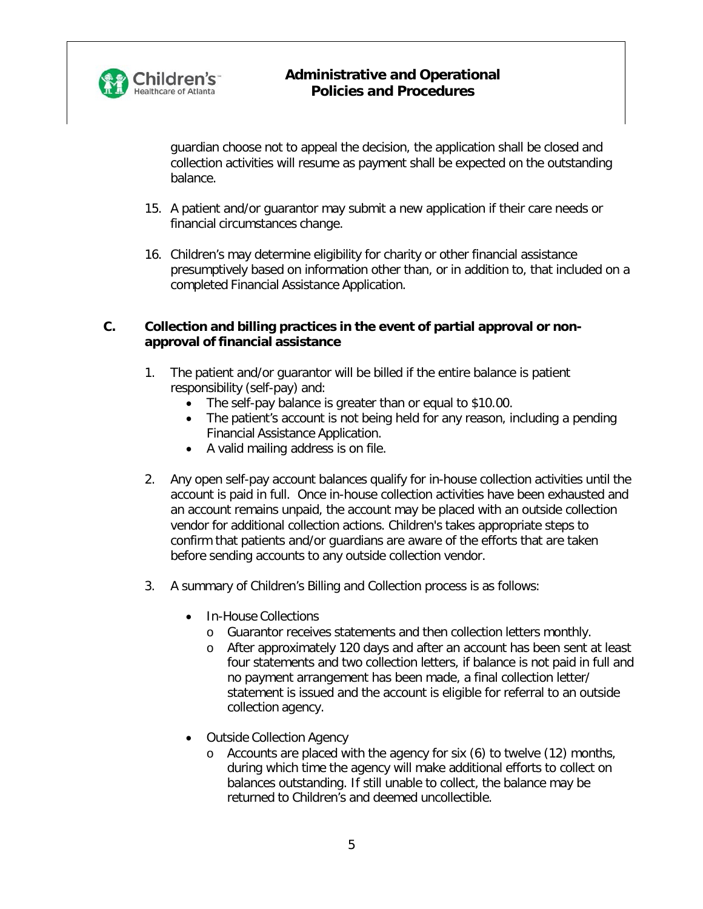guardian choose not to appeal the decision, the application shall be closed and collection activities will resume as payment shall be expected on the outstanding balance.

15. A patient and/or guarantor may submit a new application if their care needs or financial circumstances change.

16. Children's may determine eligibility for charity or other financial assistance presumptively based on information other than, or in addition to, that included on a completed Financial Assistance Application.

## C. Collection and billing practices in the event of partial approval or non-approval of financial assistance

1. The patient and/or guarantor will be billed if the entire balance is patient responsibility (self-pay) and:
   - The self-pay balance is greater than or equal to $10.00.
   - The patient's account is not being held for any reason, including a pending Financial Assistance Application.
   - A valid mailing address is on file.

2. Any open self-pay account balances qualify for in-house collection activities until the account is paid in full. Once in-house collection activities have been exhausted and an account remains unpaid, the account may be placed with an outside collection vendor for additional collection actions. Children's takes appropriate steps to confirm that patients and/or guardians are aware of the efforts that are taken before sending accounts to any outside collection vendor.

3. A summary of Children's Billing and Collection process is as follows:

   - In-House Collections
     - Guarantor receives statements and then collection letters monthly.
     - After approximately 120 days and after an account has been sent at least four statements and two collection letters, if balance is not paid in full and no payment arrangement has been made, a final collection letter/ statement is issued and the account is eligible for referral to an outside collection agency.

   - Outside Collection Agency
     - Accounts are placed with the agency for six (6) to twelve (12) months, during which time the agency will make additional efforts to collect on balances outstanding. If still unable to collect, the balance may be returned to Children's and deemed uncollectible.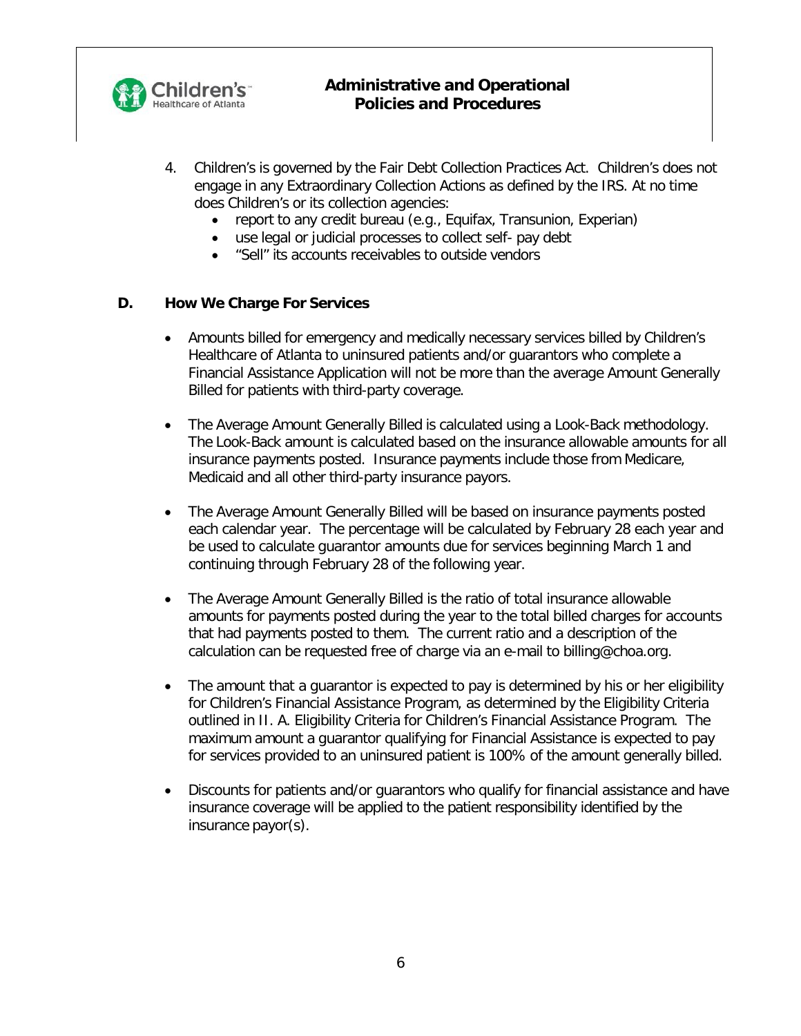4. Children's is governed by the Fair Debt Collection Practices Act. Children's does not engage in any Extraordinary Collection Actions as defined by the IRS. At no time does Children's or its collection agencies:
   - report to any credit bureau (e.g., Equifax, Transunion, Experian)
   - use legal or judicial processes to collect self- pay debt
   - "Sell" its accounts receivables to outside vendors

**D. How We Charge For Services**

- Amounts billed for emergency and medically necessary services billed by Children's Healthcare of Atlanta to uninsured patients and/or guarantors who complete a Financial Assistance Application will not be more than the average Amount Generally Billed for patients with third-party coverage.

- The Average Amount Generally Billed is calculated using a Look-Back methodology. The Look-Back amount is calculated based on the insurance allowable amounts for all insurance payments posted. Insurance payments include those from Medicare, Medicaid and all other third-party insurance payors.

- The Average Amount Generally Billed will be based on insurance payments posted each calendar year. The percentage will be calculated by February 28 each year and be used to calculate guarantor amounts due for services beginning March 1 and continuing through February 28 of the following year.

- The Average Amount Generally Billed is the ratio of total insurance allowable amounts for payments posted during the year to the total billed charges for accounts that had payments posted to them. The current ratio and a description of the calculation can be requested free of charge via an e-mail to billing@choa.org.

- The amount that a guarantor is expected to pay is determined by his or her eligibility for Children's Financial Assistance Program, as determined by the Eligibility Criteria outlined in II. A. Eligibility Criteria for Children's Financial Assistance Program. The maximum amount a guarantor qualifying for Financial Assistance is expected to pay for services provided to an uninsured patient is 100% of the amount generally billed.

- Discounts for patients and/or guarantors who qualify for financial assistance and have insurance coverage will be applied to the patient responsibility identified by the insurance payor(s).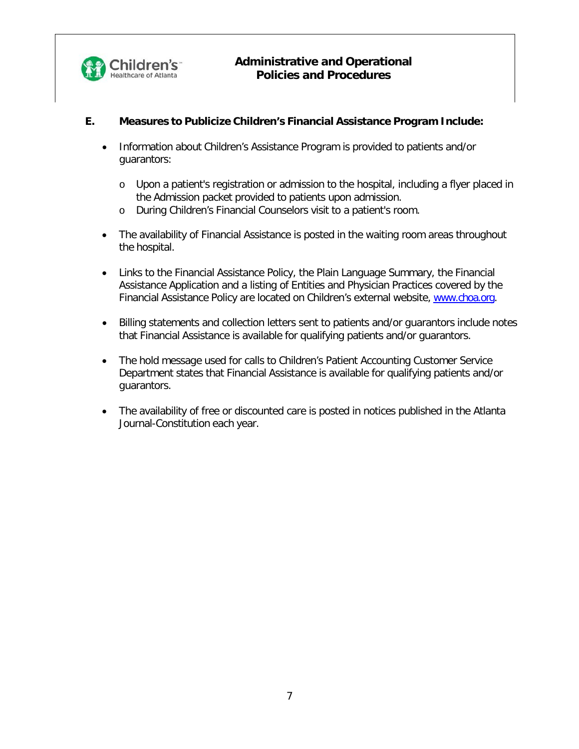### E. Measures to Publicize Children's Financial Assistance Program Include:

- Information about Children's Assistance Program is provided to patients and/or guarantors:
  - Upon a patient's registration or admission to the hospital, including a flyer placed in the Admission packet provided to patients upon admission.
  - During Children's Financial Counselors visit to a patient's room.
- The availability of Financial Assistance is posted in the waiting room areas throughout the hospital.
- Links to the Financial Assistance Policy, the Plain Language Summary, the Financial Assistance Application and a listing of Entities and Physician Practices covered by the Financial Assistance Policy are located on Children's external website, www.choa.org.
- Billing statements and collection letters sent to patients and/or guarantors include notes that Financial Assistance is available for qualifying patients and/or guarantors.
- The hold message used for calls to Children's Patient Accounting Customer Service Department states that Financial Assistance is available for qualifying patients and/or guarantors.
- The availability of free or discounted care is posted in notices published in the Atlanta Journal-Constitution each year.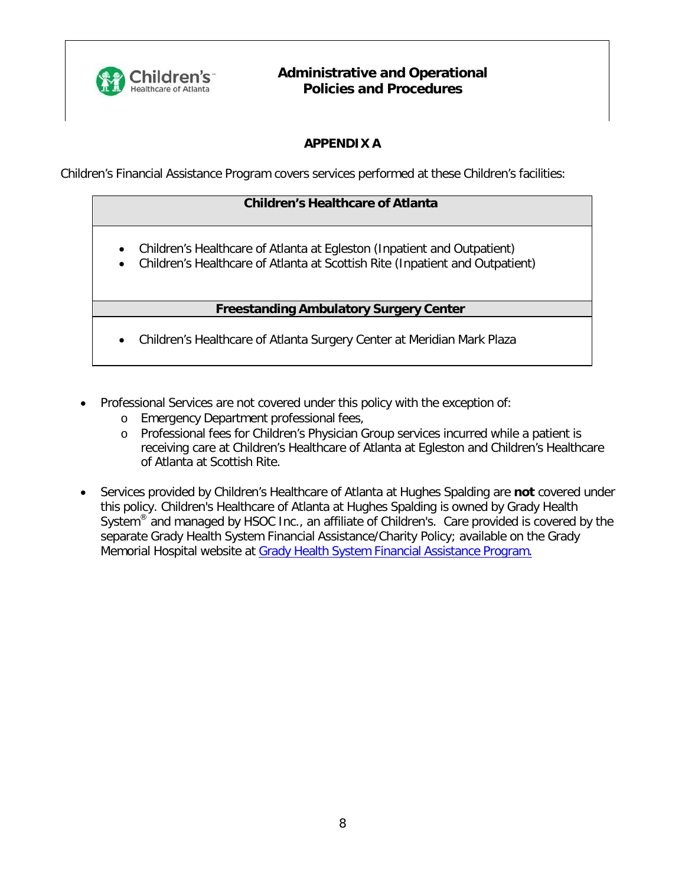## APPENDIX A

Children's Financial Assistance Program covers services performed at these Children's facilities:

| Children's Healthcare of Atlanta |
| --- |
| • Children's Healthcare of Atlanta at Egleston (Inpatient and Outpatient)<br>• Children's Healthcare of Atlanta at Scottish Rite (Inpatient and Outpatient) |
| **Freestanding Ambulatory Surgery Center** |
| • Children's Healthcare of Atlanta Surgery Center at Meridian Mark Plaza |

- Professional Services are not covered under this policy with the exception of:
  - Emergency Department professional fees,
  - Professional fees for Children's Physician Group services incurred while a patient is receiving care at Children's Healthcare of Atlanta at Egleston and Children's Healthcare of Atlanta at Scottish Rite.

- Services provided by Children's Healthcare of Atlanta at Hughes Spalding are **not** covered under this policy. Children's Healthcare of Atlanta at Hughes Spalding is owned by Grady Health System® and managed by HSOC Inc., an affiliate of Children's. Care provided is covered by the separate Grady Health System Financial Assistance/Charity Policy; available on the Grady Memorial Hospital website at Grady Health System Financial Assistance Program.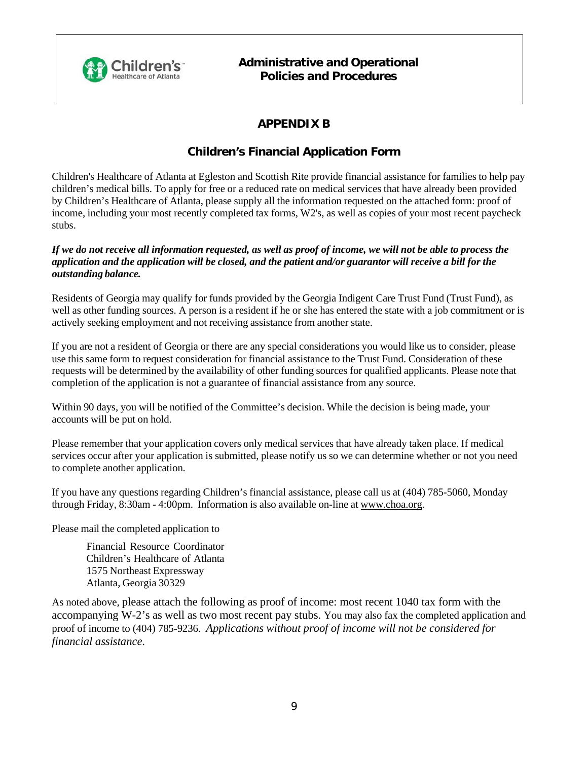## APPENDIX B

## Children's Financial Application Form

Children's Healthcare of Atlanta at Egleston and Scottish Rite provide financial assistance for families to help pay children's medical bills. To apply for free or a reduced rate on medical services that have already been provided by Children's Healthcare of Atlanta, please supply all the information requested on the attached form: proof of income, including your most recently completed tax forms, W2's, as well as copies of your most recent paycheck stubs.

***If we do not receive all information requested, as well as proof of income, we will not be able to process the application and the application will be closed, and the patient and/or guarantor will receive a bill for the outstanding balance.***

Residents of Georgia may qualify for funds provided by the Georgia Indigent Care Trust Fund (Trust Fund), as well as other funding sources. A person is a resident if he or she has entered the state with a job commitment or is actively seeking employment and not receiving assistance from another state.

If you are not a resident of Georgia or there are any special considerations you would like us to consider, please use this same form to request consideration for financial assistance to the Trust Fund. Consideration of these requests will be determined by the availability of other funding sources for qualified applicants. Please note that completion of the application is not a guarantee of financial assistance from any source.

Within 90 days, you will be notified of the Committee's decision. While the decision is being made, your accounts will be put on hold.

Please remember that your application covers only medical services that have already taken place. If medical services occur after your application is submitted, please notify us so we can determine whether or not you need to complete another application.

If you have any questions regarding Children's financial assistance, please call us at (404) 785-5060, Monday through Friday, 8:30am - 4:00pm. Information is also available on-line at www.choa.org.

Please mail the completed application to

Financial Resource Coordinator
Children's Healthcare of Atlanta
1575 Northeast Expressway
Atlanta, Georgia 30329

As noted above, please attach the following as proof of income: most recent 1040 tax form with the accompanying W-2's as well as two most recent pay stubs. You may also fax the completed application and proof of income to (404) 785-9236. *Applications without proof of income will not be considered for financial assistance.*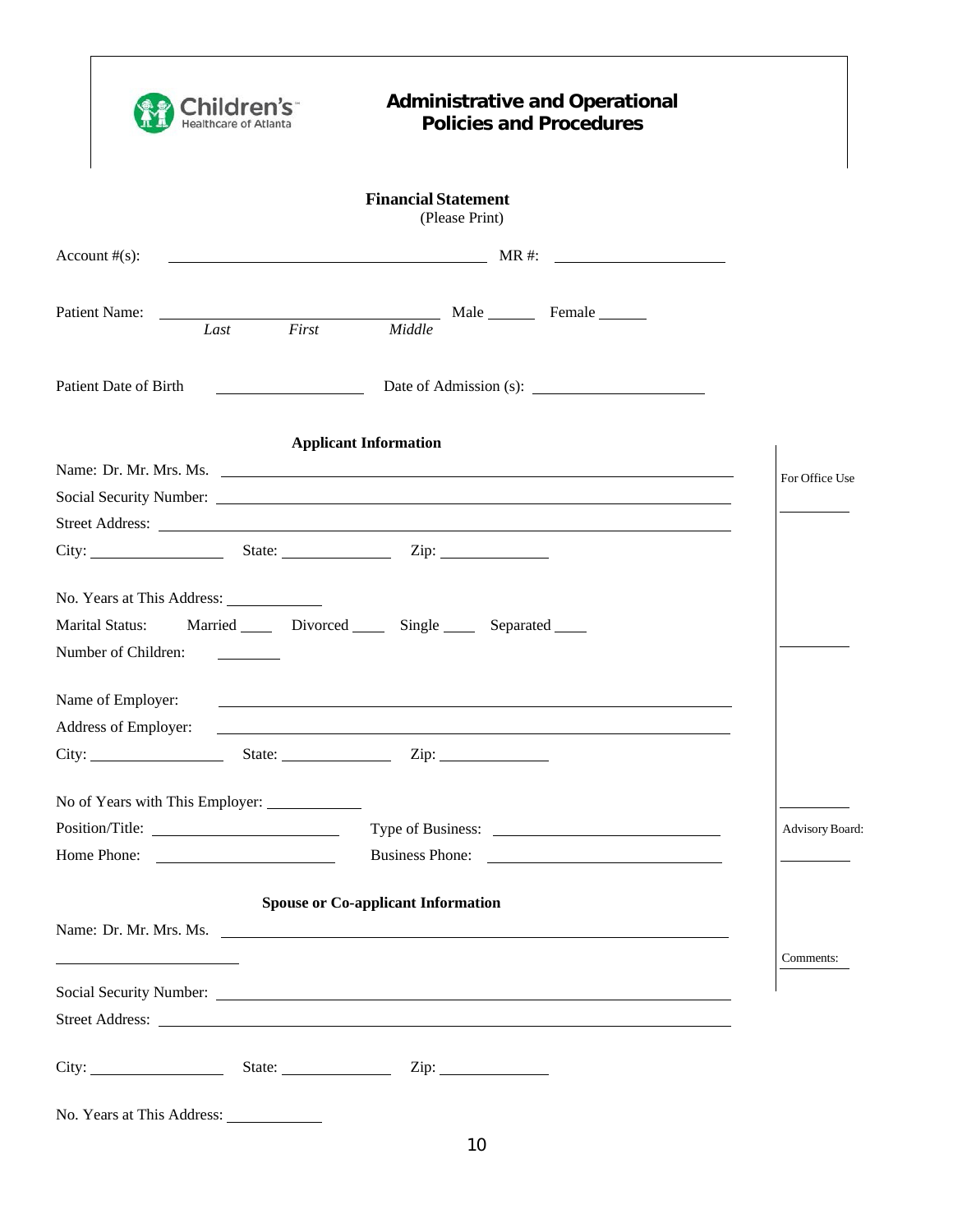**Children's Healthcare of Atlanta**

## Administrative and Operational Policies and Procedures

### Financial Statement

(Please Print)

Account #(s): ______________________ MR #: ______________

Patient Name: ______________________ Male ______ Female ______
*Last* *First* *Middle*

Patient Date of Birth ______________ Date of Admission (s): ______________

#### Applicant Information

Name: Dr. Mr. Mrs. Ms. ______________________

Social Security Number: ______________________

Street Address: ______________________

City: ______________ State: ______________ Zip: ______________

No. Years at This Address: ______________

Marital Status: Married ____ Divorced ____ Single ____ Separated ____

Number of Children: ________

Name of Employer: ______________________

Address of Employer: ______________________

City: ______________ State: ______________ Zip: ______________

No of Years with This Employer: ______________

Position/Title: ______________ Type of Business: ______________

Home Phone: ______________ Business Phone: ______________

#### Spouse or Co-applicant Information

Name: Dr. Mr. Mrs. Ms. ______________________

______________

Social Security Number: ______________________

Street Address: ______________________

City: ______________ State: ______________ Zip: ______________

No. Years at This Address: ______________

For Office Use

__________

__________

__________

Advisory Board:

__________

Comments: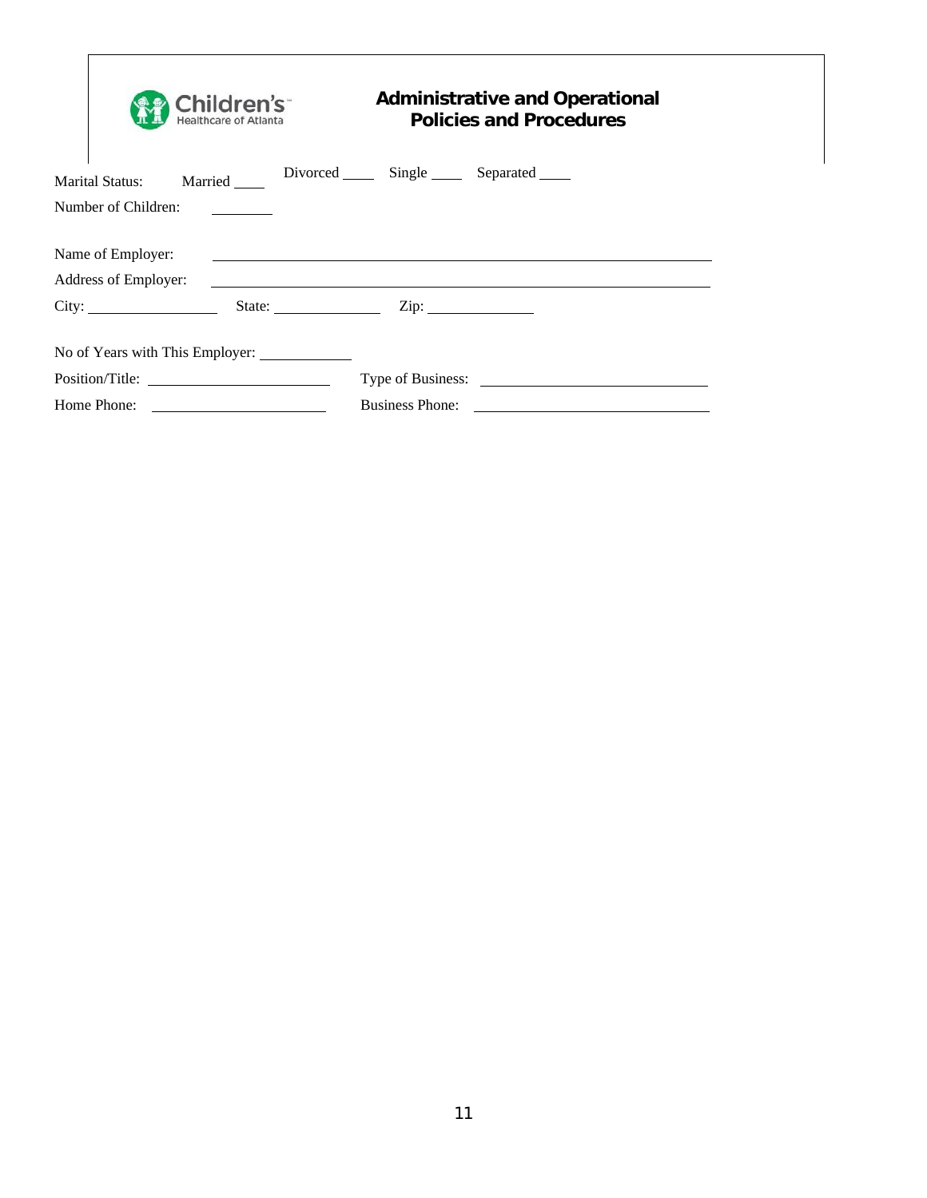Marital Status: Married ____ Divorced ____ Single ____ Separated ____

Number of Children: ________

Name of Employer: ______________________________

Address of Employer: ______________________________

City: ____________ State: ____________ Zip: ____________

No of Years with This Employer: ____________

Position/Title: ____________ Type of Business: ____________

Home Phone: ____________ Business Phone: ____________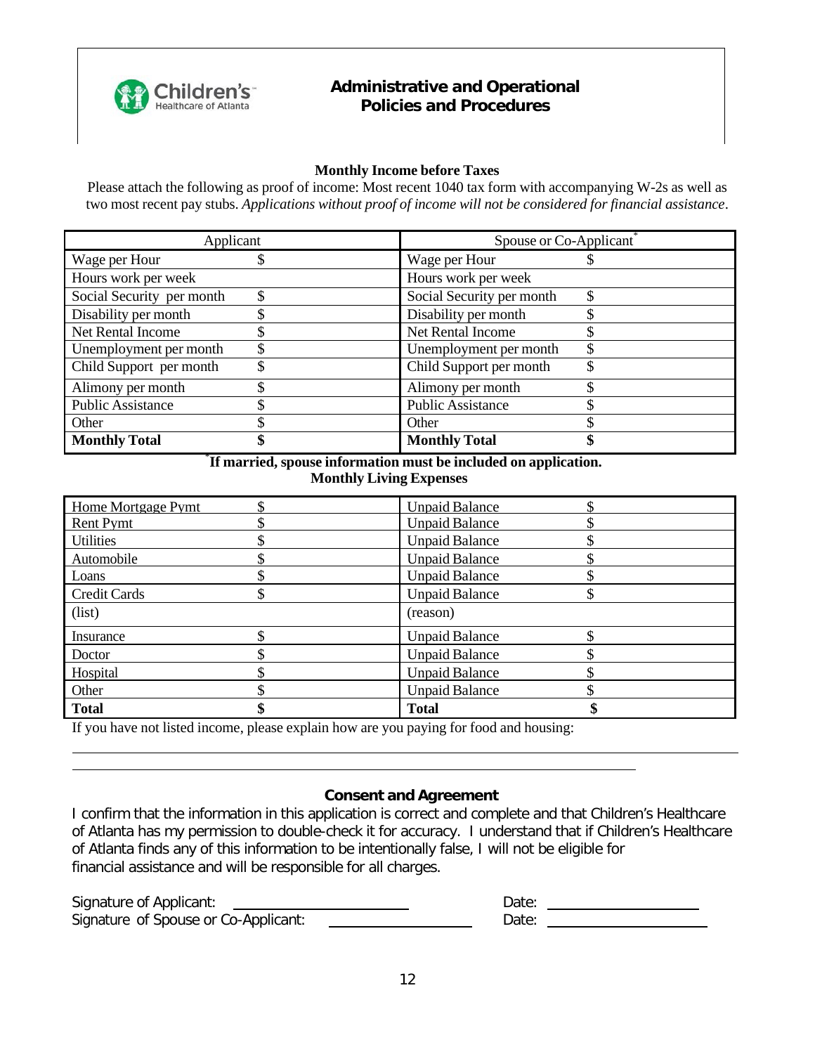Administrative and Operational Policies and Procedures

### Monthly Income before Taxes

Please attach the following as proof of income: Most recent 1040 tax form with accompanying W-2s as well as two most recent pay stubs. *Applications without proof of income will not be considered for financial assistance*.

| Applicant | | Spouse or Co-Applicant* | |
|---|---|---|---|
| Wage per Hour | $ | Wage per Hour | $ |
| Hours work per week | | Hours work per week | |
| Social Security per month | $ | Social Security per month | $ |
| Disability per month | $ | Disability per month | $ |
| Net Rental Income | $ | Net Rental Income | $ |
| Unemployment per month | $ | Unemployment per month | $ |
| Child Support per month | $ | Child Support per month | $ |
| Alimony per month | $ | Alimony per month | $ |
| Public Assistance | $ | Public Assistance | $ |
| Other | $ | Other | $ |
| **Monthly Total** | **$** | **Monthly Total** | **$** |

***If married, spouse information must be included on application.**

### Monthly Living Expenses

| | | | |
|---|---|---|---|
| Home Mortgage Pymt | $ | Unpaid Balance | $ |
| Rent Pymt | $ | Unpaid Balance | $ |
| Utilities | $ | Unpaid Balance | $ |
| Automobile | $ | Unpaid Balance | $ |
| Loans | $ | Unpaid Balance | $ |
| Credit Cards | $ | Unpaid Balance | $ |
| (list) | | (reason) | |
| Insurance | $ | Unpaid Balance | $ |
| Doctor | $ | Unpaid Balance | $ |
| Hospital | $ | Unpaid Balance | $ |
| Other | $ | Unpaid Balance | $ |
| **Total** | **$** | **Total** | **$** |

If you have not listed income, please explain how are you paying for food and housing:

______________________________________________________________________________

______________________________________________________________________________

### Consent and Agreement

I confirm that the information in this application is correct and complete and that Children's Healthcare of Atlanta has my permission to double-check it for accuracy. I understand that if Children's Healthcare of Atlanta finds any of this information to be intentionally false, I will not be eligible for financial assistance and will be responsible for all charges.

Signature of Applicant: ______________________ Date: ____________________

Signature of Spouse or Co-Applicant: __________________ Date: ____________________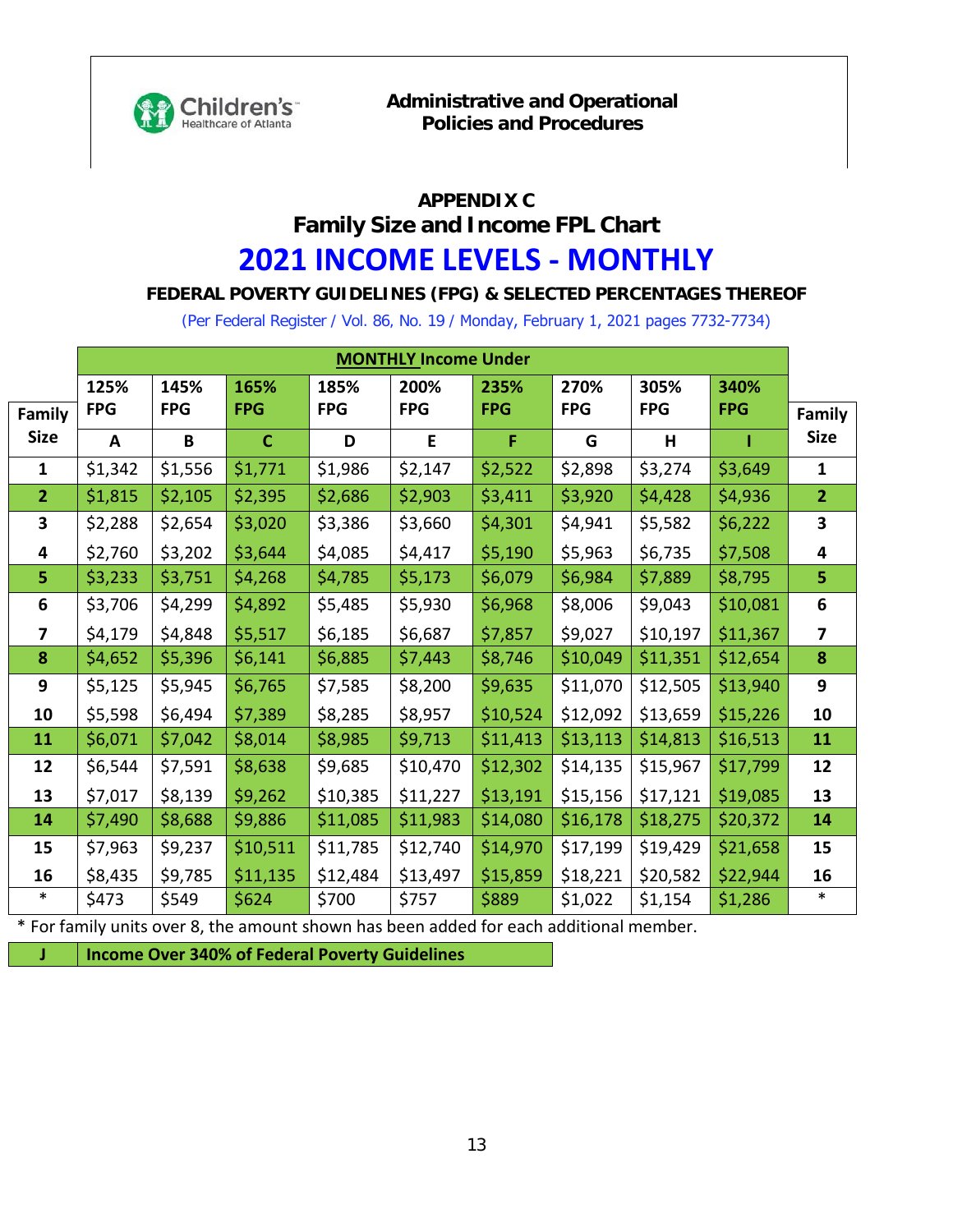Children's Healthcare of Atlanta

**Administrative and Operational Policies and Procedures**

## APPENDIX C

## Family Size and Income FPL Chart

# 2021 INCOME LEVELS - MONTHLY

**FEDERAL POVERTY GUIDELINES (FPG) & SELECTED PERCENTAGES THEREOF**

(Per Federal Register / Vol. 86, No. 19 / Monday, February 1, 2021 pages 7732-7734)

| | MONTHLY Income Under | | | | | | | | | |
|---|---|---|---|---|---|---|---|---|---|---|
| Family Size | 125% FPG | 145% FPG | 165% FPG | 185% FPG | 200% FPG | 235% FPG | 270% FPG | 305% FPG | 340% FPG | Family Size |
| | A | B | C | D | E | F | G | H | I | |
| 1 | $1,342 | $1,556 | $1,771 | $1,986 | $2,147 | $2,522 | $2,898 | $3,274 | $3,649 | 1 |
| 2 | $1,815 | $2,105 | $2,395 | $2,686 | $2,903 | $3,411 | $3,920 | $4,428 | $4,936 | 2 |
| 3 | $2,288 | $2,654 | $3,020 | $3,386 | $3,660 | $4,301 | $4,941 | $5,582 | $6,222 | 3 |
| 4 | $2,760 | $3,202 | $3,644 | $4,085 | $4,417 | $5,190 | $5,963 | $6,735 | $7,508 | 4 |
| 5 | $3,233 | $3,751 | $4,268 | $4,785 | $5,173 | $6,079 | $6,984 | $7,889 | $8,795 | 5 |
| 6 | $3,706 | $4,299 | $4,892 | $5,485 | $5,930 | $6,968 | $8,006 | $9,043 | $10,081 | 6 |
| 7 | $4,179 | $4,848 | $5,517 | $6,185 | $6,687 | $7,857 | $9,027 | $10,197 | $11,367 | 7 |
| 8 | $4,652 | $5,396 | $6,141 | $6,885 | $7,443 | $8,746 | $10,049 | $11,351 | $12,654 | 8 |
| 9 | $5,125 | $5,945 | $6,765 | $7,585 | $8,200 | $9,635 | $11,070 | $12,505 | $13,940 | 9 |
| 10 | $5,598 | $6,494 | $7,389 | $8,285 | $8,957 | $10,524 | $12,092 | $13,659 | $15,226 | 10 |
| 11 | $6,071 | $7,042 | $8,014 | $8,985 | $9,713 | $11,413 | $13,113 | $14,813 | $16,513 | 11 |
| 12 | $6,544 | $7,591 | $8,638 | $9,685 | $10,470 | $12,302 | $14,135 | $15,967 | $17,799 | 12 |
| 13 | $7,017 | $8,139 | $9,262 | $10,385 | $11,227 | $13,191 | $15,156 | $17,121 | $19,085 | 13 |
| 14 | $7,490 | $8,688 | $9,886 | $11,085 | $11,983 | $14,080 | $16,178 | $18,275 | $20,372 | 14 |
| 15 | $7,963 | $9,237 | $10,511 | $11,785 | $12,740 | $14,970 | $17,199 | $19,429 | $21,658 | 15 |
| 16 | $8,435 | $9,785 | $11,135 | $12,484 | $13,497 | $15,859 | $18,221 | $20,582 | $22,944 | 16 |
| * | $473 | $549 | $624 | $700 | $757 | $889 | $1,022 | $1,154 | $1,286 | * |

* For family units over 8, the amount shown has been added for each additional member.

| J | Income Over 340% of Federal Poverty Guidelines |
|---|---|